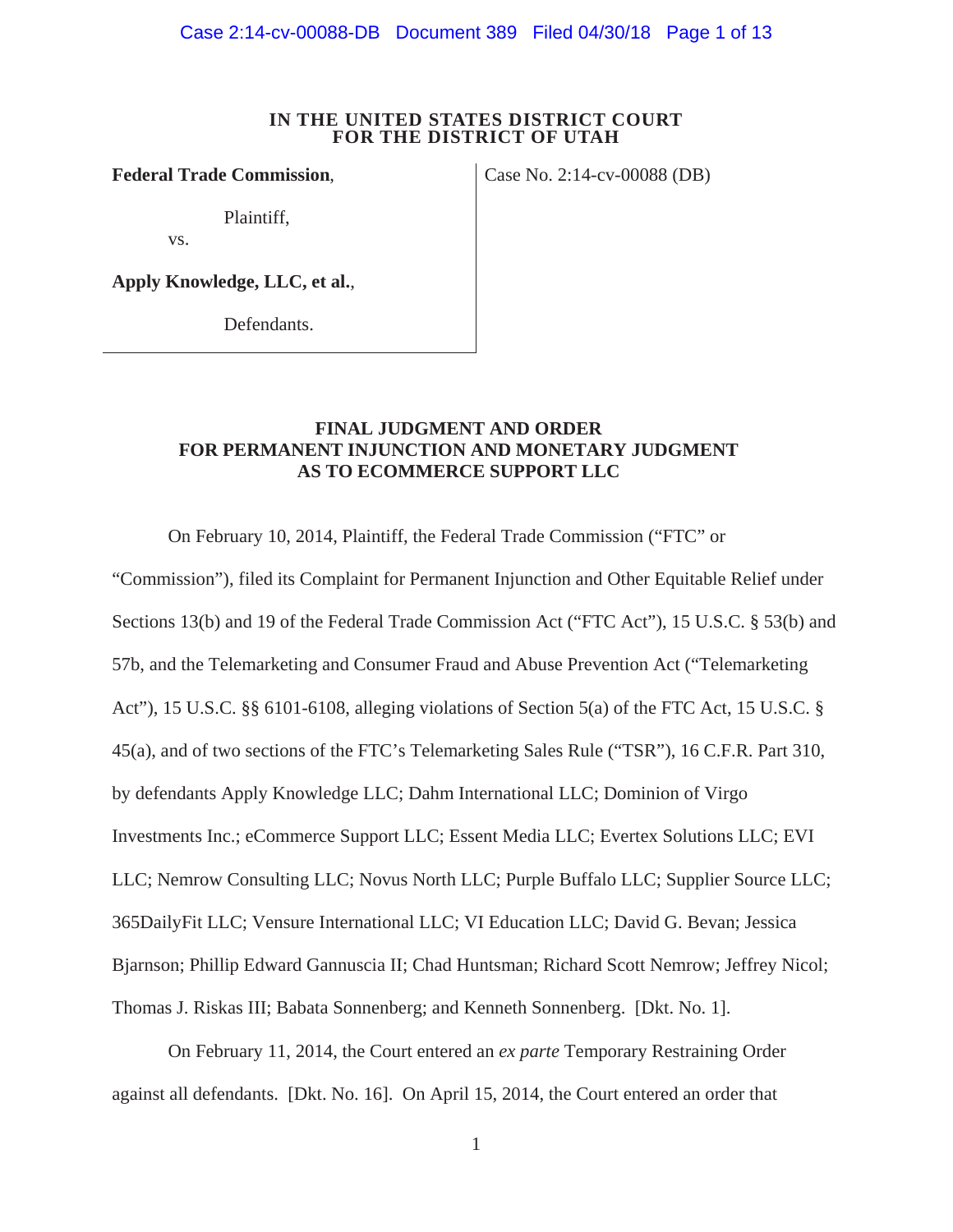**IN THE UNITED STATES DISTRICT COURT**
**FOR THE DISTRICT OF UTAH**

| | |
|---|---|
| **Federal Trade Commission**,<br><br>Plaintiff,<br>vs.<br><br>**Apply Knowledge, LLC, et al.**,<br><br>Defendants. | Case No. 2:14-cv-00088 (DB) |

**FINAL JUDGMENT AND ORDER**
**FOR PERMANENT INJUNCTION AND MONETARY JUDGMENT**
**AS TO ECOMMERCE SUPPORT LLC**

On February 10, 2014, Plaintiff, the Federal Trade Commission ("FTC" or "Commission"), filed its Complaint for Permanent Injunction and Other Equitable Relief under Sections 13(b) and 19 of the Federal Trade Commission Act ("FTC Act"), 15 U.S.C. § 53(b) and 57b, and the Telemarketing and Consumer Fraud and Abuse Prevention Act ("Telemarketing Act"), 15 U.S.C. §§ 6101-6108, alleging violations of Section 5(a) of the FTC Act, 15 U.S.C. § 45(a), and of two sections of the FTC's Telemarketing Sales Rule ("TSR"), 16 C.F.R. Part 310, by defendants Apply Knowledge LLC; Dahm International LLC; Dominion of Virgo Investments Inc.; eCommerce Support LLC; Essent Media LLC; Evertex Solutions LLC; EVI LLC; Nemrow Consulting LLC; Novus North LLC; Purple Buffalo LLC; Supplier Source LLC; 365DailyFit LLC; Vensure International LLC; VI Education LLC; David G. Bevan; Jessica Bjarnson; Phillip Edward Gannuscia II; Chad Huntsman; Richard Scott Nemrow; Jeffrey Nicol; Thomas J. Riskas III; Babata Sonnenberg; and Kenneth Sonnenberg. [Dkt. No. 1].

On February 11, 2014, the Court entered an *ex parte* Temporary Restraining Order against all defendants. [Dkt. No. 16]. On April 15, 2014, the Court entered an order that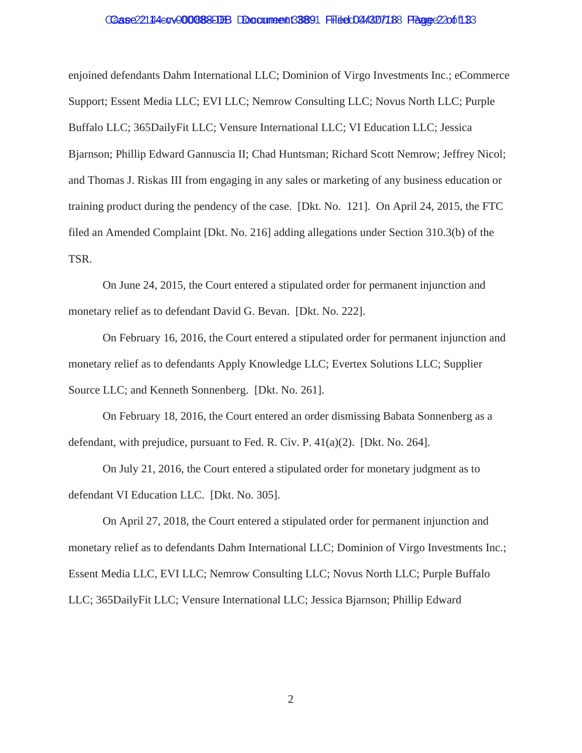enjoined defendants Dahm International LLC; Dominion of Virgo Investments Inc.; eCommerce Support; Essent Media LLC; EVI LLC; Nemrow Consulting LLC; Novus North LLC; Purple Buffalo LLC; 365DailyFit LLC; Vensure International LLC; VI Education LLC; Jessica Bjarnson; Phillip Edward Gannuscia II; Chad Huntsman; Richard Scott Nemrow; Jeffrey Nicol; and Thomas J. Riskas III from engaging in any sales or marketing of any business education or training product during the pendency of the case. [Dkt. No. 121]. On April 24, 2015, the FTC filed an Amended Complaint [Dkt. No. 216] adding allegations under Section 310.3(b) of the TSR.

On June 24, 2015, the Court entered a stipulated order for permanent injunction and monetary relief as to defendant David G. Bevan. [Dkt. No. 222].

On February 16, 2016, the Court entered a stipulated order for permanent injunction and monetary relief as to defendants Apply Knowledge LLC; Evertex Solutions LLC; Supplier Source LLC; and Kenneth Sonnenberg. [Dkt. No. 261].

On February 18, 2016, the Court entered an order dismissing Babata Sonnenberg as a defendant, with prejudice, pursuant to Fed. R. Civ. P. 41(a)(2). [Dkt. No. 264].

On July 21, 2016, the Court entered a stipulated order for monetary judgment as to defendant VI Education LLC. [Dkt. No. 305].

On April 27, 2018, the Court entered a stipulated order for permanent injunction and monetary relief as to defendants Dahm International LLC; Dominion of Virgo Investments Inc.; Essent Media LLC, EVI LLC; Nemrow Consulting LLC; Novus North LLC; Purple Buffalo LLC; 365DailyFit LLC; Vensure International LLC; Jessica Bjarnson; Phillip Edward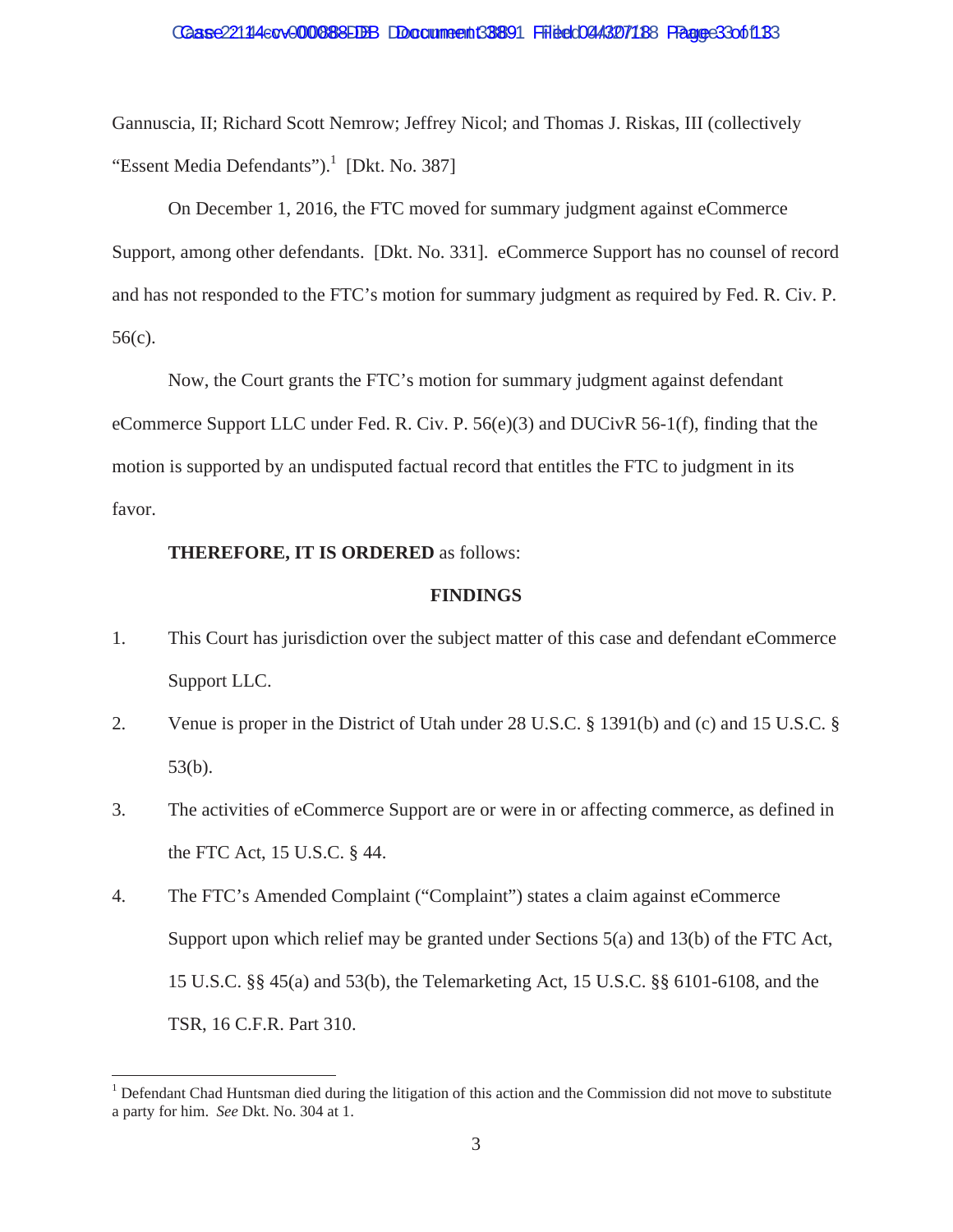Gannuscia, II; Richard Scott Nemrow; Jeffrey Nicol; and Thomas J. Riskas, III (collectively "Essent Media Defendants").[1] [Dkt. No. 387]

On December 1, 2016, the FTC moved for summary judgment against eCommerce Support, among other defendants. [Dkt. No. 331]. eCommerce Support has no counsel of record and has not responded to the FTC's motion for summary judgment as required by Fed. R. Civ. P. 56(c).

Now, the Court grants the FTC's motion for summary judgment against defendant eCommerce Support LLC under Fed. R. Civ. P. 56(e)(3) and DUCivR 56-1(f), finding that the motion is supported by an undisputed factual record that entitles the FTC to judgment in its favor.

**THEREFORE, IT IS ORDERED** as follows:

**FINDINGS**

1. This Court has jurisdiction over the subject matter of this case and defendant eCommerce Support LLC.

2. Venue is proper in the District of Utah under 28 U.S.C. § 1391(b) and (c) and 15 U.S.C. § 53(b).

3. The activities of eCommerce Support are or were in or affecting commerce, as defined in the FTC Act, 15 U.S.C. § 44.

4. The FTC's Amended Complaint ("Complaint") states a claim against eCommerce Support upon which relief may be granted under Sections 5(a) and 13(b) of the FTC Act, 15 U.S.C. §§ 45(a) and 53(b), the Telemarketing Act, 15 U.S.C. §§ 6101-6108, and the TSR, 16 C.F.R. Part 310.

[1] Defendant Chad Huntsman died during the litigation of this action and the Commission did not move to substitute a party for him. *See* Dkt. No. 304 at 1.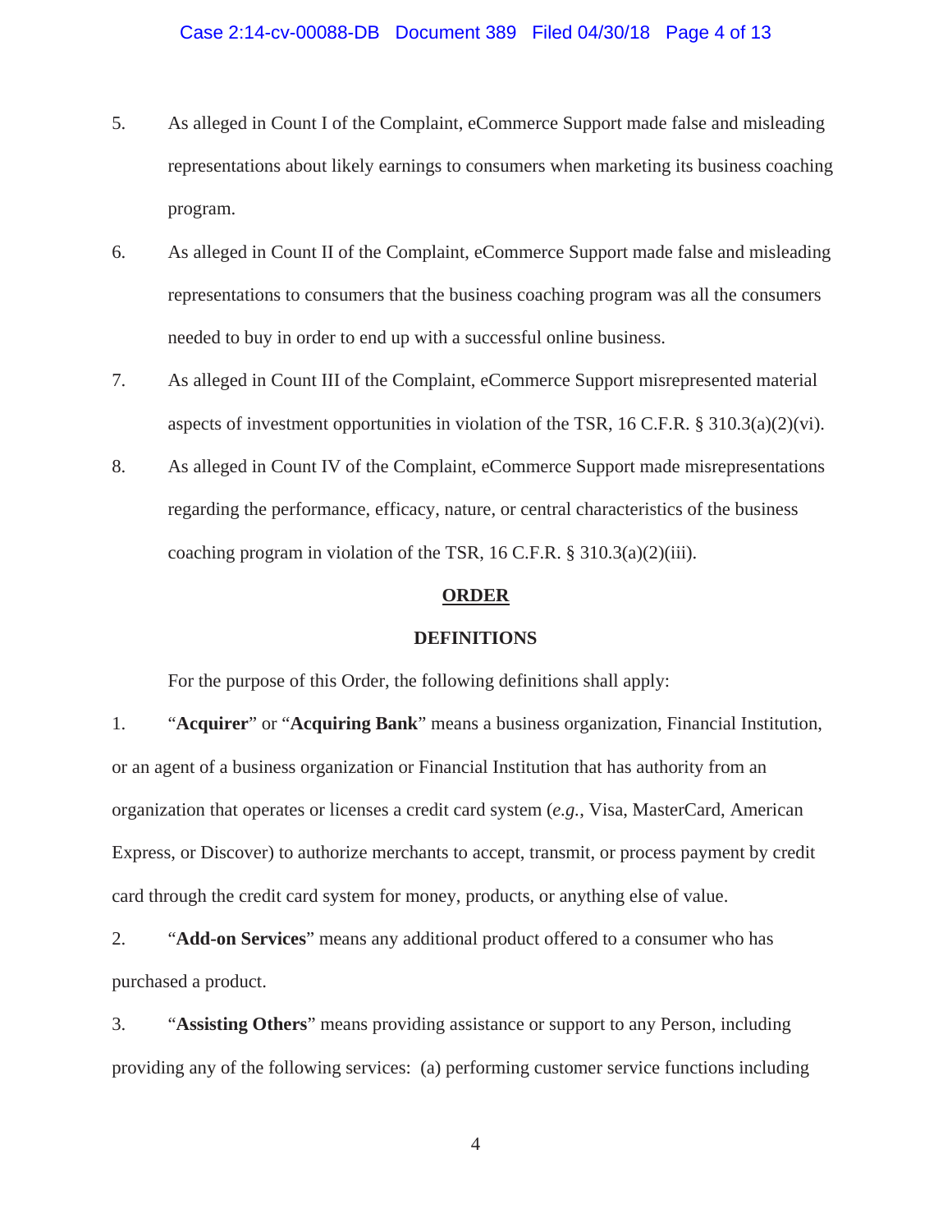5. As alleged in Count I of the Complaint, eCommerce Support made false and misleading representations about likely earnings to consumers when marketing its business coaching program.

6. As alleged in Count II of the Complaint, eCommerce Support made false and misleading representations to consumers that the business coaching program was all the consumers needed to buy in order to end up with a successful online business.

7. As alleged in Count III of the Complaint, eCommerce Support misrepresented material aspects of investment opportunities in violation of the TSR, 16 C.F.R. § 310.3(a)(2)(vi).

8. As alleged in Count IV of the Complaint, eCommerce Support made misrepresentations regarding the performance, efficacy, nature, or central characteristics of the business coaching program in violation of the TSR, 16 C.F.R. § 310.3(a)(2)(iii).

## ORDER

### DEFINITIONS

For the purpose of this Order, the following definitions shall apply:

1. "**Acquirer**" or "**Acquiring Bank**" means a business organization, Financial Institution, or an agent of a business organization or Financial Institution that has authority from an organization that operates or licenses a credit card system (*e.g.*, Visa, MasterCard, American Express, or Discover) to authorize merchants to accept, transmit, or process payment by credit card through the credit card system for money, products, or anything else of value.

2. "**Add-on Services**" means any additional product offered to a consumer who has purchased a product.

3. "**Assisting Others**" means providing assistance or support to any Person, including providing any of the following services: (a) performing customer service functions including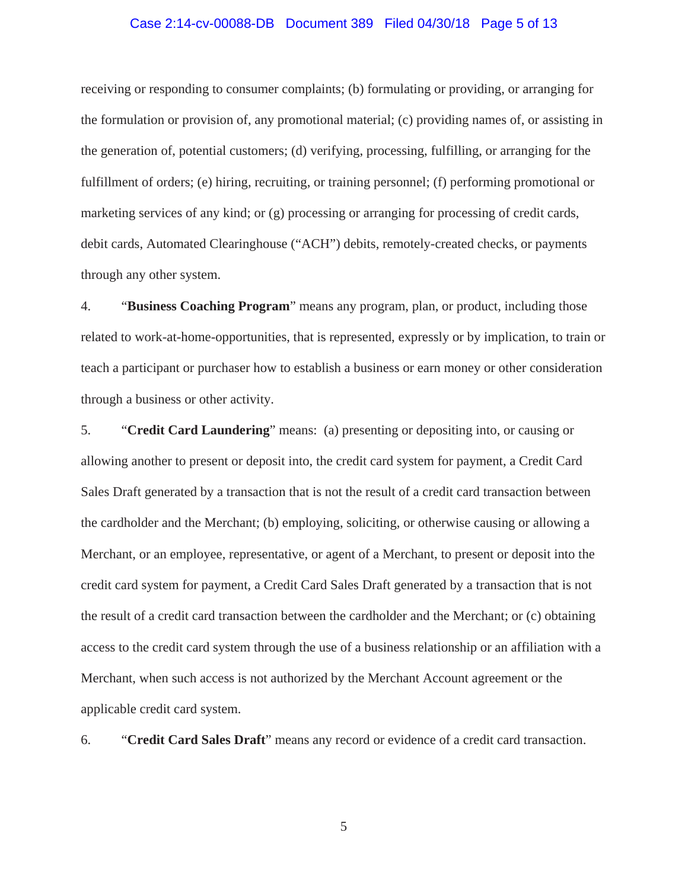receiving or responding to consumer complaints; (b) formulating or providing, or arranging for the formulation or provision of, any promotional material; (c) providing names of, or assisting in the generation of, potential customers; (d) verifying, processing, fulfilling, or arranging for the fulfillment of orders; (e) hiring, recruiting, or training personnel; (f) performing promotional or marketing services of any kind; or (g) processing or arranging for processing of credit cards, debit cards, Automated Clearinghouse ("ACH") debits, remotely-created checks, or payments through any other system.

4. "**Business Coaching Program**" means any program, plan, or product, including those related to work-at-home-opportunities, that is represented, expressly or by implication, to train or teach a participant or purchaser how to establish a business or earn money or other consideration through a business or other activity.

5. "**Credit Card Laundering**" means: (a) presenting or depositing into, or causing or allowing another to present or deposit into, the credit card system for payment, a Credit Card Sales Draft generated by a transaction that is not the result of a credit card transaction between the cardholder and the Merchant; (b) employing, soliciting, or otherwise causing or allowing a Merchant, or an employee, representative, or agent of a Merchant, to present or deposit into the credit card system for payment, a Credit Card Sales Draft generated by a transaction that is not the result of a credit card transaction between the cardholder and the Merchant; or (c) obtaining access to the credit card system through the use of a business relationship or an affiliation with a Merchant, when such access is not authorized by the Merchant Account agreement or the applicable credit card system.

6. "**Credit Card Sales Draft**" means any record or evidence of a credit card transaction.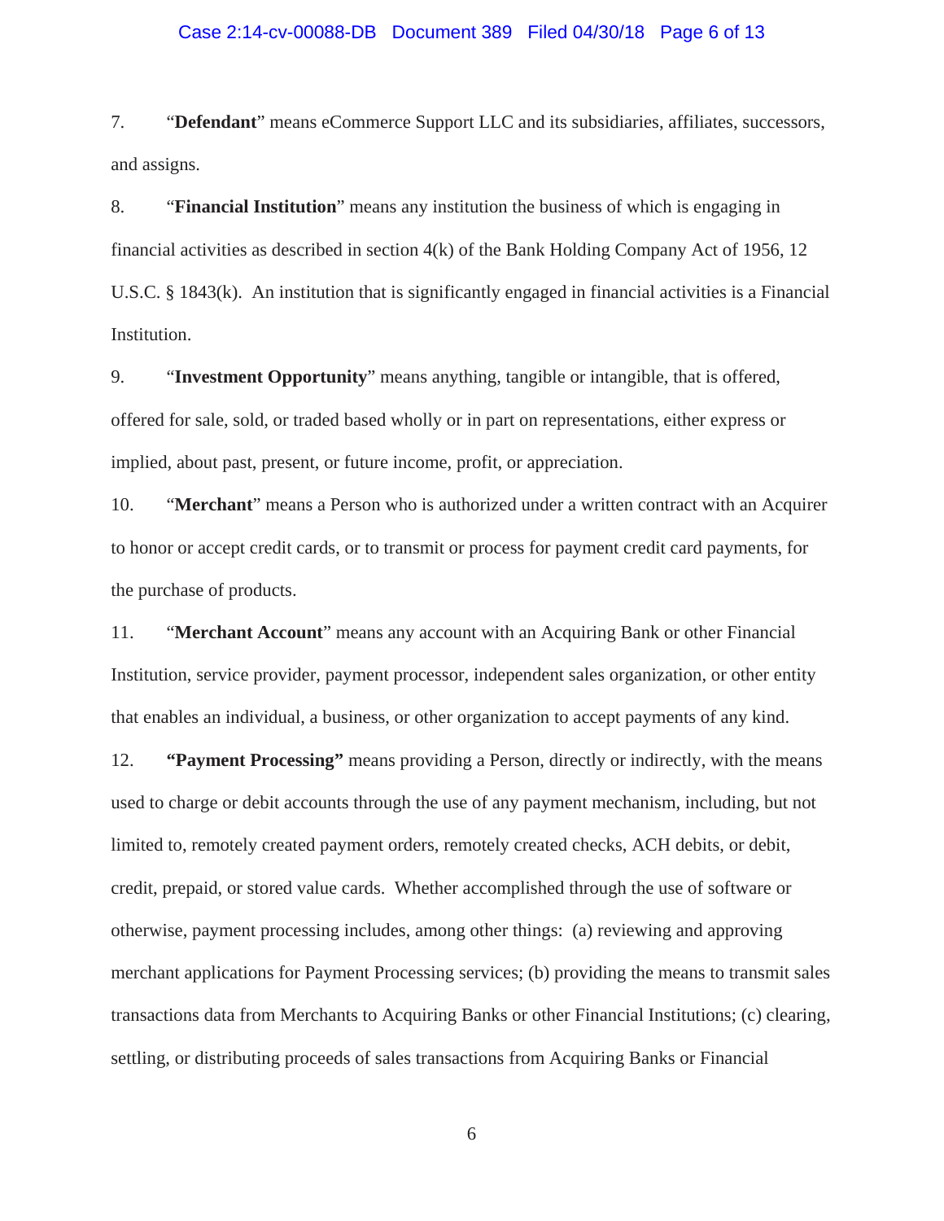7. "**Defendant**" means eCommerce Support LLC and its subsidiaries, affiliates, successors, and assigns.

8. "**Financial Institution**" means any institution the business of which is engaging in financial activities as described in section 4(k) of the Bank Holding Company Act of 1956, 12 U.S.C. § 1843(k). An institution that is significantly engaged in financial activities is a Financial Institution.

9. "**Investment Opportunity**" means anything, tangible or intangible, that is offered, offered for sale, sold, or traded based wholly or in part on representations, either express or implied, about past, present, or future income, profit, or appreciation.

10. "**Merchant**" means a Person who is authorized under a written contract with an Acquirer to honor or accept credit cards, or to transmit or process for payment credit card payments, for the purchase of products.

11. "**Merchant Account**" means any account with an Acquiring Bank or other Financial Institution, service provider, payment processor, independent sales organization, or other entity that enables an individual, a business, or other organization to accept payments of any kind.

12. **"Payment Processing"** means providing a Person, directly or indirectly, with the means used to charge or debit accounts through the use of any payment mechanism, including, but not limited to, remotely created payment orders, remotely created checks, ACH debits, or debit, credit, prepaid, or stored value cards. Whether accomplished through the use of software or otherwise, payment processing includes, among other things: (a) reviewing and approving merchant applications for Payment Processing services; (b) providing the means to transmit sales transactions data from Merchants to Acquiring Banks or other Financial Institutions; (c) clearing, settling, or distributing proceeds of sales transactions from Acquiring Banks or Financial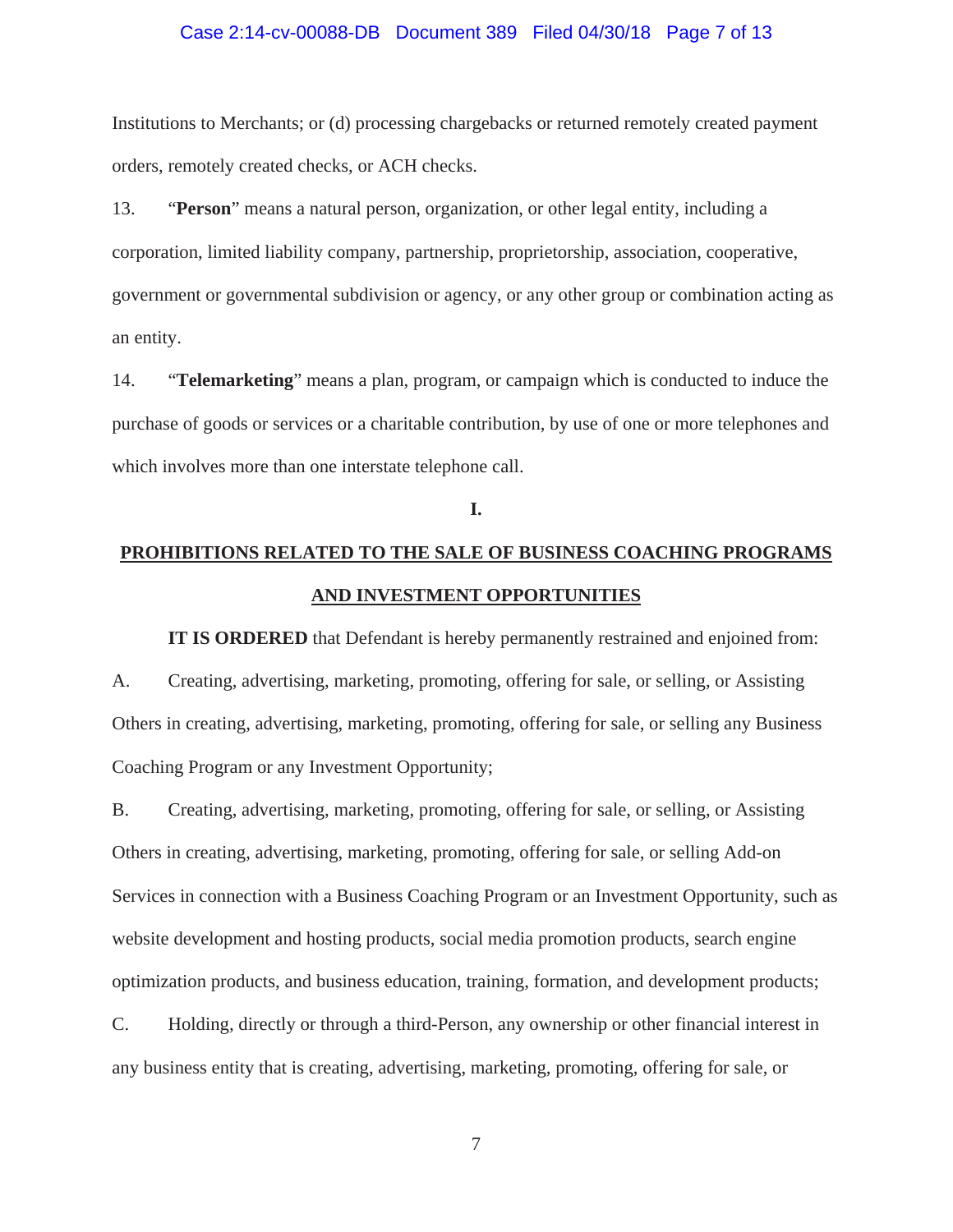Institutions to Merchants; or (d) processing chargebacks or returned remotely created payment orders, remotely created checks, or ACH checks.

13. "**Person**" means a natural person, organization, or other legal entity, including a corporation, limited liability company, partnership, proprietorship, association, cooperative, government or governmental subdivision or agency, or any other group or combination acting as an entity.

14. "**Telemarketing**" means a plan, program, or campaign which is conducted to induce the purchase of goods or services or a charitable contribution, by use of one or more telephones and which involves more than one interstate telephone call.

## I.

## PROHIBITIONS RELATED TO THE SALE OF BUSINESS COACHING PROGRAMS AND INVESTMENT OPPORTUNITIES

**IT IS ORDERED** that Defendant is hereby permanently restrained and enjoined from:

A. Creating, advertising, marketing, promoting, offering for sale, or selling, or Assisting Others in creating, advertising, marketing, promoting, offering for sale, or selling any Business Coaching Program or any Investment Opportunity;

B. Creating, advertising, marketing, promoting, offering for sale, or selling, or Assisting Others in creating, advertising, marketing, promoting, offering for sale, or selling Add-on Services in connection with a Business Coaching Program or an Investment Opportunity, such as website development and hosting products, social media promotion products, search engine optimization products, and business education, training, formation, and development products;

C. Holding, directly or through a third-Person, any ownership or other financial interest in any business entity that is creating, advertising, marketing, promoting, offering for sale, or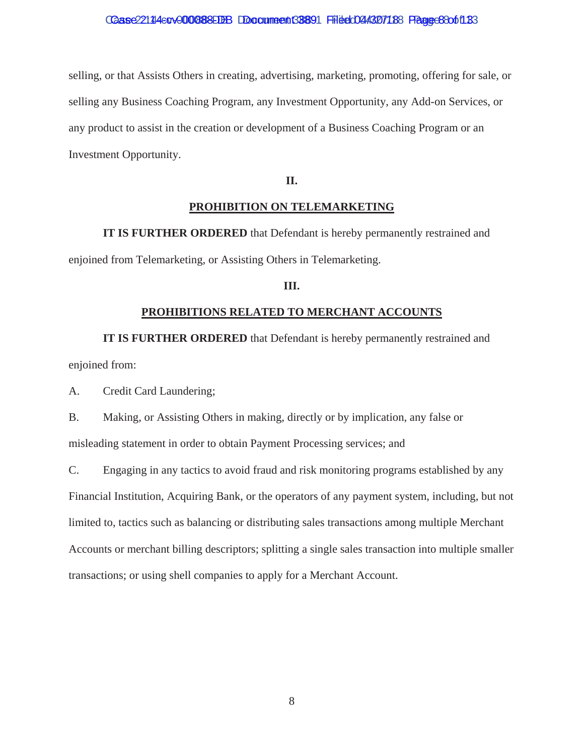selling, or that Assists Others in creating, advertising, marketing, promoting, offering for sale, or selling any Business Coaching Program, any Investment Opportunity, any Add-on Services, or any product to assist in the creation or development of a Business Coaching Program or an Investment Opportunity.

**II.**

**PROHIBITION ON TELEMARKETING**

**IT IS FURTHER ORDERED** that Defendant is hereby permanently restrained and enjoined from Telemarketing, or Assisting Others in Telemarketing.

**III.**

**PROHIBITIONS RELATED TO MERCHANT ACCOUNTS**

**IT IS FURTHER ORDERED** that Defendant is hereby permanently restrained and enjoined from:

A. Credit Card Laundering;

B. Making, or Assisting Others in making, directly or by implication, any false or misleading statement in order to obtain Payment Processing services; and

C. Engaging in any tactics to avoid fraud and risk monitoring programs established by any Financial Institution, Acquiring Bank, or the operators of any payment system, including, but not limited to, tactics such as balancing or distributing sales transactions among multiple Merchant Accounts or merchant billing descriptors; splitting a single sales transaction into multiple smaller transactions; or using shell companies to apply for a Merchant Account.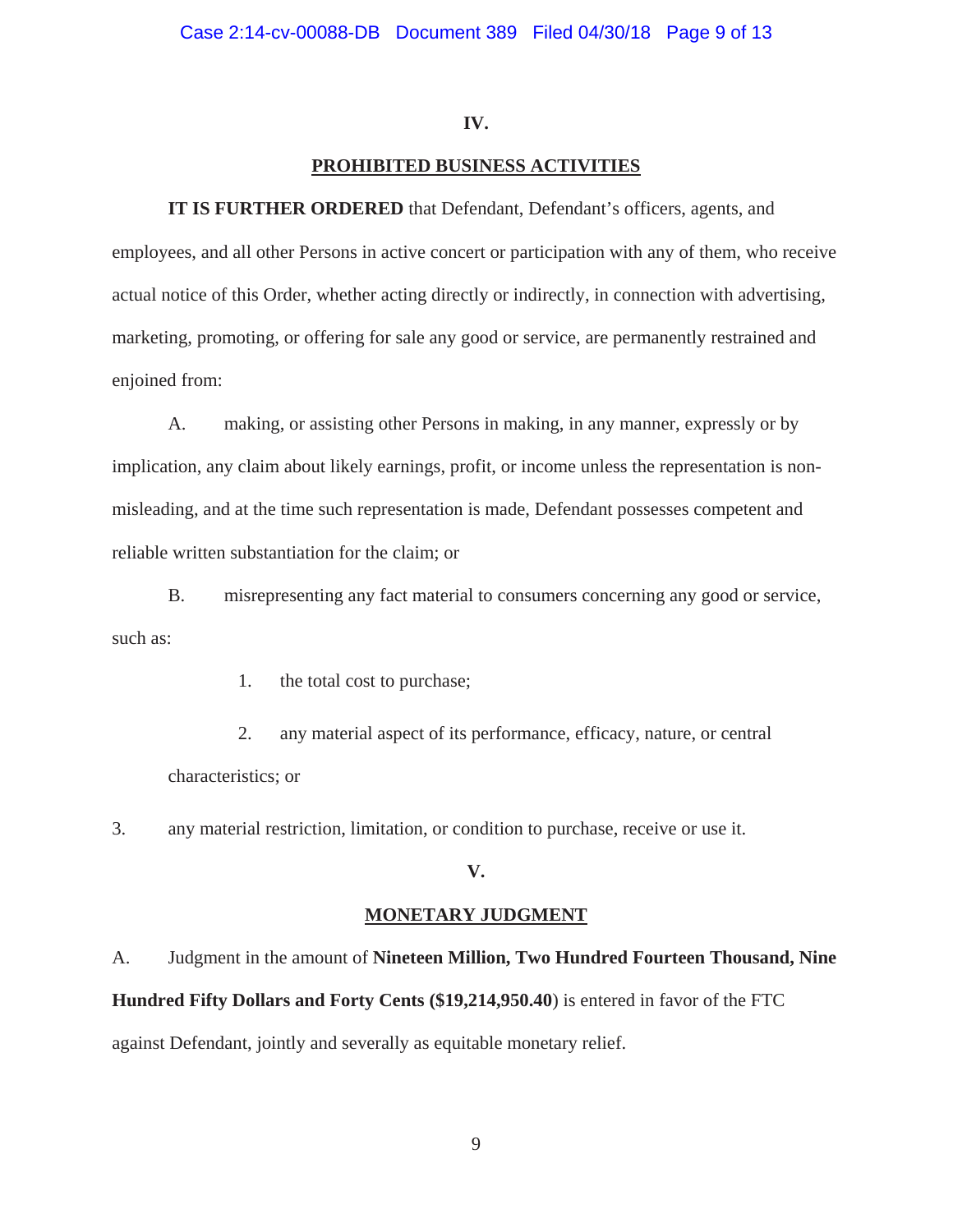**IV.**

**PROHIBITED BUSINESS ACTIVITIES**

**IT IS FURTHER ORDERED** that Defendant, Defendant's officers, agents, and employees, and all other Persons in active concert or participation with any of them, who receive actual notice of this Order, whether acting directly or indirectly, in connection with advertising, marketing, promoting, or offering for sale any good or service, are permanently restrained and enjoined from:

A. making, or assisting other Persons in making, in any manner, expressly or by implication, any claim about likely earnings, profit, or income unless the representation is non-misleading, and at the time such representation is made, Defendant possesses competent and reliable written substantiation for the claim; or

B. misrepresenting any fact material to consumers concerning any good or service, such as:

1. the total cost to purchase;

2. any material aspect of its performance, efficacy, nature, or central characteristics; or

3. any material restriction, limitation, or condition to purchase, receive or use it.

**V.**

**MONETARY JUDGMENT**

A. Judgment in the amount of **Nineteen Million, Two Hundred Fourteen Thousand, Nine Hundred Fifty Dollars and Forty Cents ($19,214,950.40**) is entered in favor of the FTC against Defendant, jointly and severally as equitable monetary relief.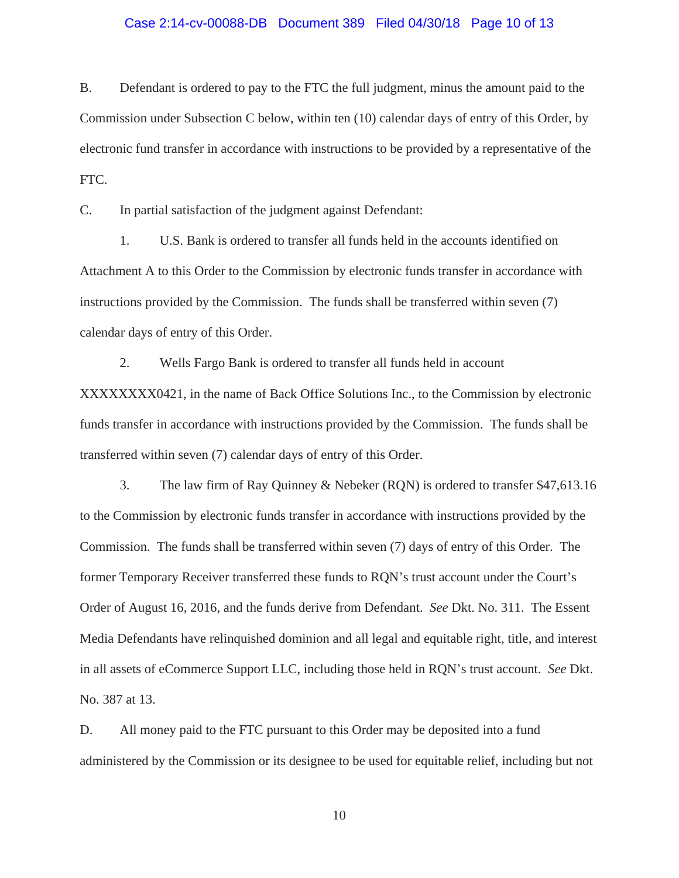B. Defendant is ordered to pay to the FTC the full judgment, minus the amount paid to the Commission under Subsection C below, within ten (10) calendar days of entry of this Order, by electronic fund transfer in accordance with instructions to be provided by a representative of the FTC.

C. In partial satisfaction of the judgment against Defendant:

1. U.S. Bank is ordered to transfer all funds held in the accounts identified on Attachment A to this Order to the Commission by electronic funds transfer in accordance with instructions provided by the Commission. The funds shall be transferred within seven (7) calendar days of entry of this Order.

2. Wells Fargo Bank is ordered to transfer all funds held in account XXXXXXXX0421, in the name of Back Office Solutions Inc., to the Commission by electronic funds transfer in accordance with instructions provided by the Commission. The funds shall be transferred within seven (7) calendar days of entry of this Order.

3. The law firm of Ray Quinney & Nebeker (RQN) is ordered to transfer $47,613.16 to the Commission by electronic funds transfer in accordance with instructions provided by the Commission. The funds shall be transferred within seven (7) days of entry of this Order. The former Temporary Receiver transferred these funds to RQN's trust account under the Court's Order of August 16, 2016, and the funds derive from Defendant. *See* Dkt. No. 311. The Essent Media Defendants have relinquished dominion and all legal and equitable right, title, and interest in all assets of eCommerce Support LLC, including those held in RQN's trust account. *See* Dkt. No. 387 at 13.

D. All money paid to the FTC pursuant to this Order may be deposited into a fund administered by the Commission or its designee to be used for equitable relief, including but not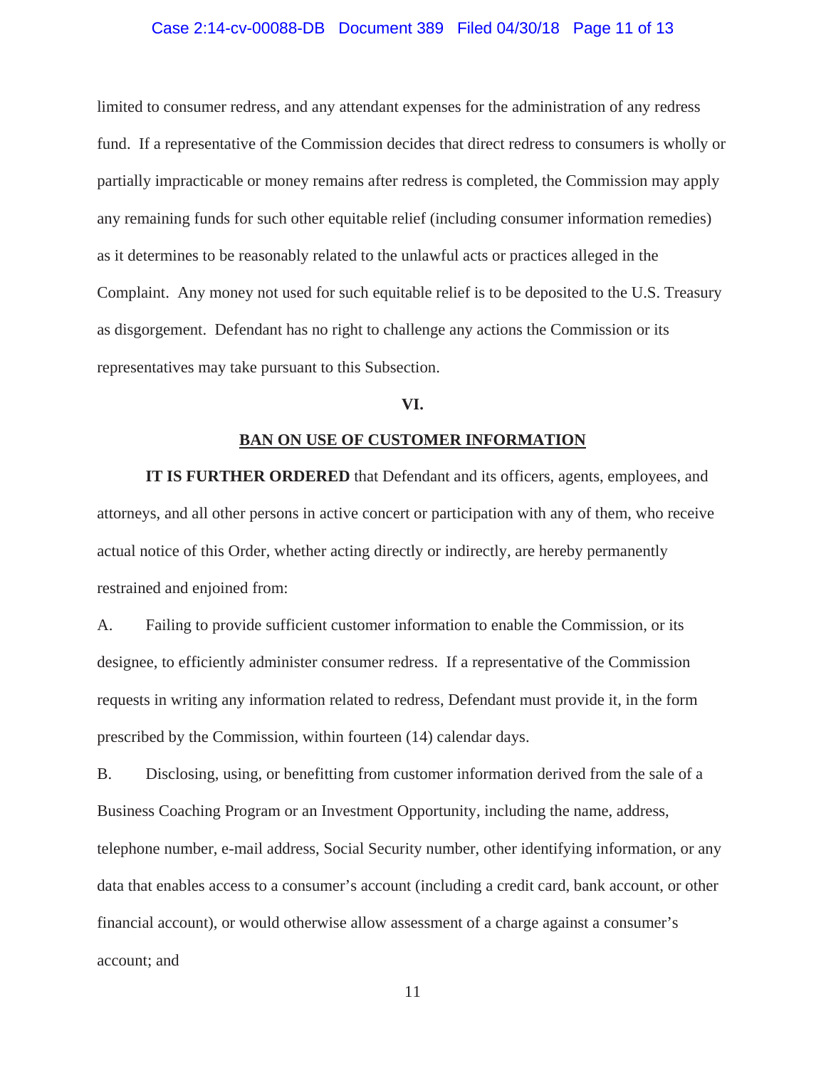limited to consumer redress, and any attendant expenses for the administration of any redress fund. If a representative of the Commission decides that direct redress to consumers is wholly or partially impracticable or money remains after redress is completed, the Commission may apply any remaining funds for such other equitable relief (including consumer information remedies) as it determines to be reasonably related to the unlawful acts or practices alleged in the Complaint. Any money not used for such equitable relief is to be deposited to the U.S. Treasury as disgorgement. Defendant has no right to challenge any actions the Commission or its representatives may take pursuant to this Subsection.

## VI.

## BAN ON USE OF CUSTOMER INFORMATION

**IT IS FURTHER ORDERED** that Defendant and its officers, agents, employees, and attorneys, and all other persons in active concert or participation with any of them, who receive actual notice of this Order, whether acting directly or indirectly, are hereby permanently restrained and enjoined from:

A. Failing to provide sufficient customer information to enable the Commission, or its designee, to efficiently administer consumer redress. If a representative of the Commission requests in writing any information related to redress, Defendant must provide it, in the form prescribed by the Commission, within fourteen (14) calendar days.

B. Disclosing, using, or benefitting from customer information derived from the sale of a Business Coaching Program or an Investment Opportunity, including the name, address, telephone number, e-mail address, Social Security number, other identifying information, or any data that enables access to a consumer's account (including a credit card, bank account, or other financial account), or would otherwise allow assessment of a charge against a consumer's account; and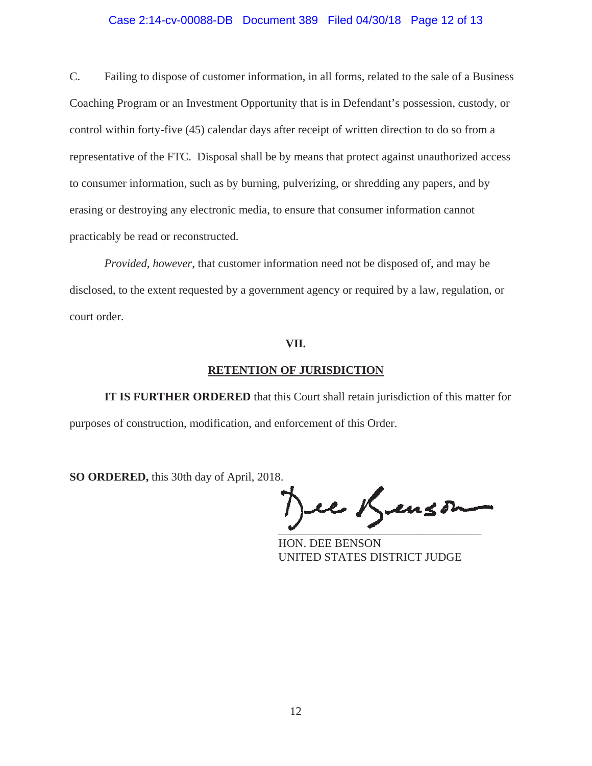C. Failing to dispose of customer information, in all forms, related to the sale of a Business Coaching Program or an Investment Opportunity that is in Defendant's possession, custody, or control within forty-five (45) calendar days after receipt of written direction to do so from a representative of the FTC. Disposal shall be by means that protect against unauthorized access to consumer information, such as by burning, pulverizing, or shredding any papers, and by erasing or destroying any electronic media, to ensure that consumer information cannot practicably be read or reconstructed.

*Provided, however*, that customer information need not be disposed of, and may be disclosed, to the extent requested by a government agency or required by a law, regulation, or court order.

**VII.**

**RETENTION OF JURISDICTION**

**IT IS FURTHER ORDERED** that this Court shall retain jurisdiction of this matter for purposes of construction, modification, and enforcement of this Order.

**SO ORDERED,** this 30th day of April, 2018.

Dee Benson

HON. DEE BENSON
UNITED STATES DISTRICT JUDGE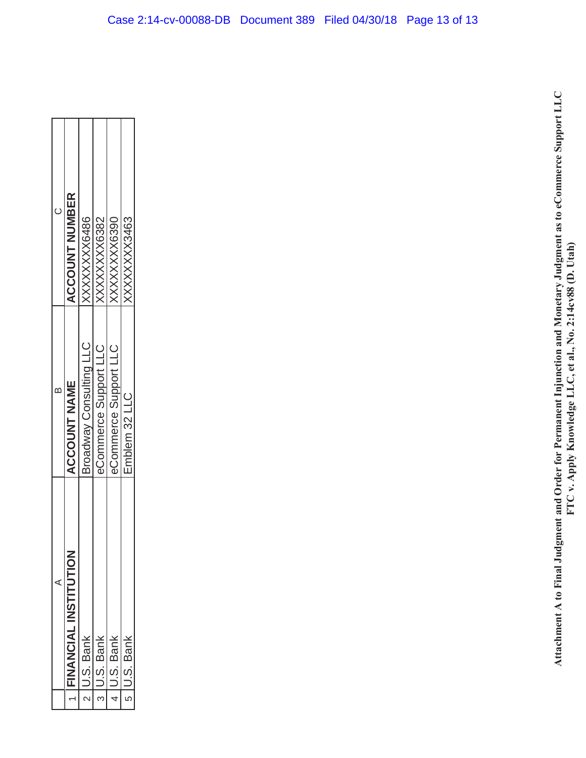| | A | B | C |
|---|---|---|---|
| 1 | **FINANCIAL INSTITUTION** | **ACCOUNT NAME** | **ACCOUNT NUMBER** |
| 2 | U.S. Bank | Broadway Consulting LLC | XXXXXXXXX6486 |
| 3 | U.S. Bank | eCommerce Support LLC | XXXXXXXXX6382 |
| 4 | U.S. Bank | eCommerce Support LLC | XXXXXXXXX6390 |
| 5 | U.S. Bank | Emblem 32 LLC | XXXXXXXXX3463 |

**Attachment A to Final Judgment and Order for Permanent Injunction and Monetary Judgment as to eCommerce Support LLC**
**FTC v. Apply Knowledge LLC, et al., No. 2:14cv88 (D. Utah)**